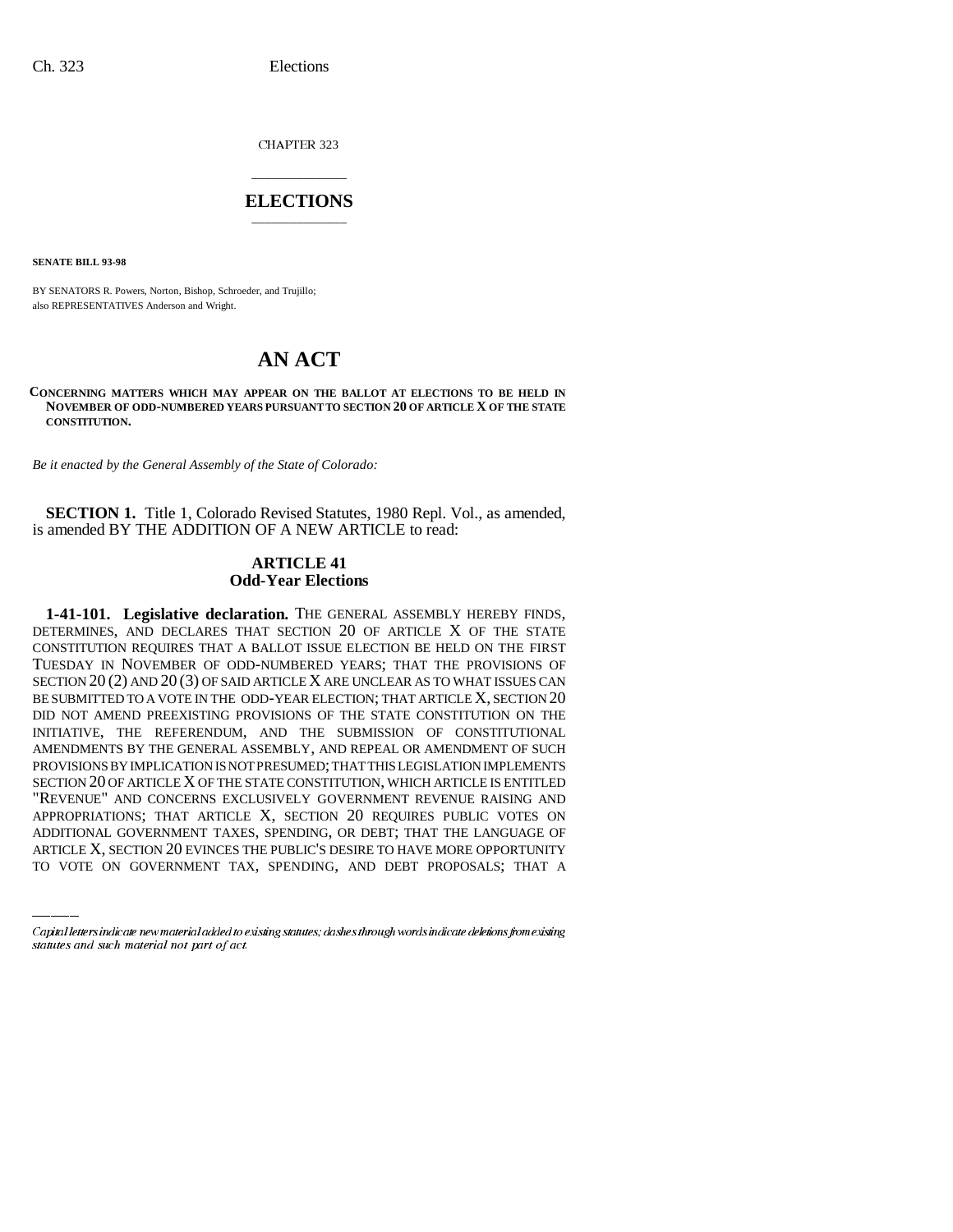CHAPTER 323

# ELECTIONS

**SENATE BILL 93-98**

BY SENATORS R. Powers, Norton, Bishop, Schroeder, and Trujillo;
also REPRESENTATIVES Anderson and Wright.

# AN ACT

**CONCERNING MATTERS WHICH MAY APPEAR ON THE BALLOT AT ELECTIONS TO BE HELD IN NOVEMBER OF ODD-NUMBERED YEARS PURSUANT TO SECTION 20 OF ARTICLE X OF THE STATE CONSTITUTION.**

*Be it enacted by the General Assembly of the State of Colorado:*

**SECTION 1.** Title 1, Colorado Revised Statutes, 1980 Repl. Vol., as amended, is amended BY THE ADDITION OF A NEW ARTICLE to read:

## ARTICLE 41
## Odd-Year Elections

**1-41-101. Legislative declaration.** THE GENERAL ASSEMBLY HEREBY FINDS, DETERMINES, AND DECLARES THAT SECTION 20 OF ARTICLE X OF THE STATE CONSTITUTION REQUIRES THAT A BALLOT ISSUE ELECTION BE HELD ON THE FIRST TUESDAY IN NOVEMBER OF ODD-NUMBERED YEARS; THAT THE PROVISIONS OF SECTION 20 (2) AND 20 (3) OF SAID ARTICLE X ARE UNCLEAR AS TO WHAT ISSUES CAN BE SUBMITTED TO A VOTE IN THE ODD-YEAR ELECTION; THAT ARTICLE X, SECTION 20 DID NOT AMEND PREEXISTING PROVISIONS OF THE STATE CONSTITUTION ON THE INITIATIVE, THE REFERENDUM, AND THE SUBMISSION OF CONSTITUTIONAL AMENDMENTS BY THE GENERAL ASSEMBLY, AND REPEAL OR AMENDMENT OF SUCH PROVISIONS BY IMPLICATION IS NOT PRESUMED; THAT THIS LEGISLATION IMPLEMENTS SECTION 20 OF ARTICLE X OF THE STATE CONSTITUTION, WHICH ARTICLE IS ENTITLED "REVENUE" AND CONCERNS EXCLUSIVELY GOVERNMENT REVENUE RAISING AND APPROPRIATIONS; THAT ARTICLE X, SECTION 20 REQUIRES PUBLIC VOTES ON ADDITIONAL GOVERNMENT TAXES, SPENDING, OR DEBT; THAT THE LANGUAGE OF ARTICLE X, SECTION 20 EVINCES THE PUBLIC'S DESIRE TO HAVE MORE OPPORTUNITY TO VOTE ON GOVERNMENT TAX, SPENDING, AND DEBT PROPOSALS; THAT A

Capital letters indicate new material added to existing statutes; dashes through words indicate deletions from existing statutes and such material not part of act.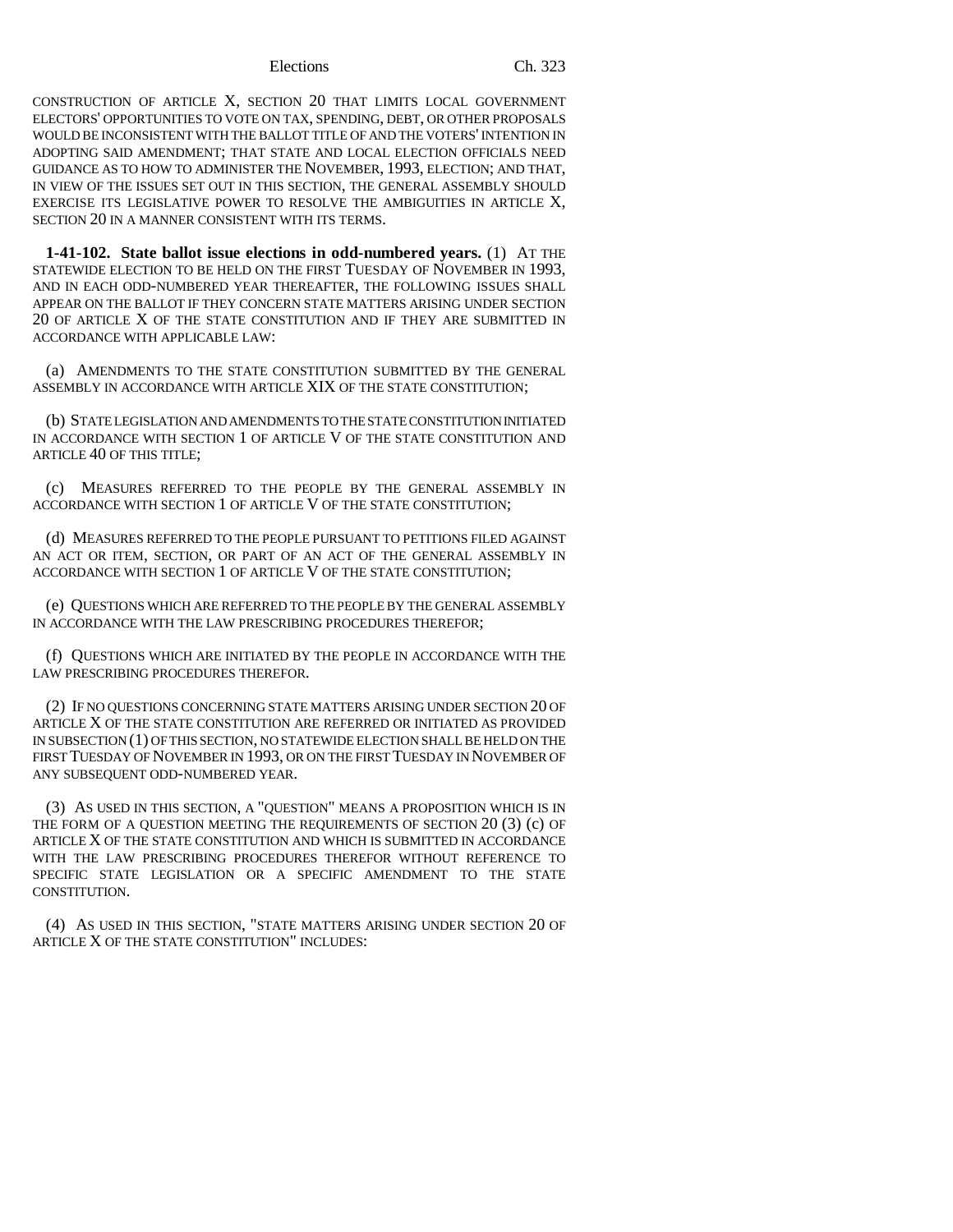CONSTRUCTION OF ARTICLE X, SECTION 20 THAT LIMITS LOCAL GOVERNMENT ELECTORS' OPPORTUNITIES TO VOTE ON TAX, SPENDING, DEBT, OR OTHER PROPOSALS WOULD BE INCONSISTENT WITH THE BALLOT TITLE OF AND THE VOTERS' INTENTION IN ADOPTING SAID AMENDMENT; THAT STATE AND LOCAL ELECTION OFFICIALS NEED GUIDANCE AS TO HOW TO ADMINISTER THE NOVEMBER, 1993, ELECTION; AND THAT, IN VIEW OF THE ISSUES SET OUT IN THIS SECTION, THE GENERAL ASSEMBLY SHOULD EXERCISE ITS LEGISLATIVE POWER TO RESOLVE THE AMBIGUITIES IN ARTICLE X, SECTION 20 IN A MANNER CONSISTENT WITH ITS TERMS.

**1-41-102. State ballot issue elections in odd-numbered years.** (1) AT THE STATEWIDE ELECTION TO BE HELD ON THE FIRST TUESDAY OF NOVEMBER IN 1993, AND IN EACH ODD-NUMBERED YEAR THEREAFTER, THE FOLLOWING ISSUES SHALL APPEAR ON THE BALLOT IF THEY CONCERN STATE MATTERS ARISING UNDER SECTION 20 OF ARTICLE X OF THE STATE CONSTITUTION AND IF THEY ARE SUBMITTED IN ACCORDANCE WITH APPLICABLE LAW:

(a) AMENDMENTS TO THE STATE CONSTITUTION SUBMITTED BY THE GENERAL ASSEMBLY IN ACCORDANCE WITH ARTICLE XIX OF THE STATE CONSTITUTION;

(b) STATE LEGISLATION AND AMENDMENTS TO THE STATE CONSTITUTION INITIATED IN ACCORDANCE WITH SECTION 1 OF ARTICLE V OF THE STATE CONSTITUTION AND ARTICLE 40 OF THIS TITLE;

(c) MEASURES REFERRED TO THE PEOPLE BY THE GENERAL ASSEMBLY IN ACCORDANCE WITH SECTION 1 OF ARTICLE V OF THE STATE CONSTITUTION;

(d) MEASURES REFERRED TO THE PEOPLE PURSUANT TO PETITIONS FILED AGAINST AN ACT OR ITEM, SECTION, OR PART OF AN ACT OF THE GENERAL ASSEMBLY IN ACCORDANCE WITH SECTION 1 OF ARTICLE V OF THE STATE CONSTITUTION;

(e) QUESTIONS WHICH ARE REFERRED TO THE PEOPLE BY THE GENERAL ASSEMBLY IN ACCORDANCE WITH THE LAW PRESCRIBING PROCEDURES THEREFOR;

(f) QUESTIONS WHICH ARE INITIATED BY THE PEOPLE IN ACCORDANCE WITH THE LAW PRESCRIBING PROCEDURES THEREFOR.

(2) IF NO QUESTIONS CONCERNING STATE MATTERS ARISING UNDER SECTION 20 OF ARTICLE X OF THE STATE CONSTITUTION ARE REFERRED OR INITIATED AS PROVIDED IN SUBSECTION (1) OF THIS SECTION, NO STATEWIDE ELECTION SHALL BE HELD ON THE FIRST TUESDAY OF NOVEMBER IN 1993, OR ON THE FIRST TUESDAY IN NOVEMBER OF ANY SUBSEQUENT ODD-NUMBERED YEAR.

(3) AS USED IN THIS SECTION, A "QUESTION" MEANS A PROPOSITION WHICH IS IN THE FORM OF A QUESTION MEETING THE REQUIREMENTS OF SECTION 20 (3) (c) OF ARTICLE X OF THE STATE CONSTITUTION AND WHICH IS SUBMITTED IN ACCORDANCE WITH THE LAW PRESCRIBING PROCEDURES THEREFOR WITHOUT REFERENCE TO SPECIFIC STATE LEGISLATION OR A SPECIFIC AMENDMENT TO THE STATE CONSTITUTION.

(4) AS USED IN THIS SECTION, "STATE MATTERS ARISING UNDER SECTION 20 OF ARTICLE X OF THE STATE CONSTITUTION" INCLUDES: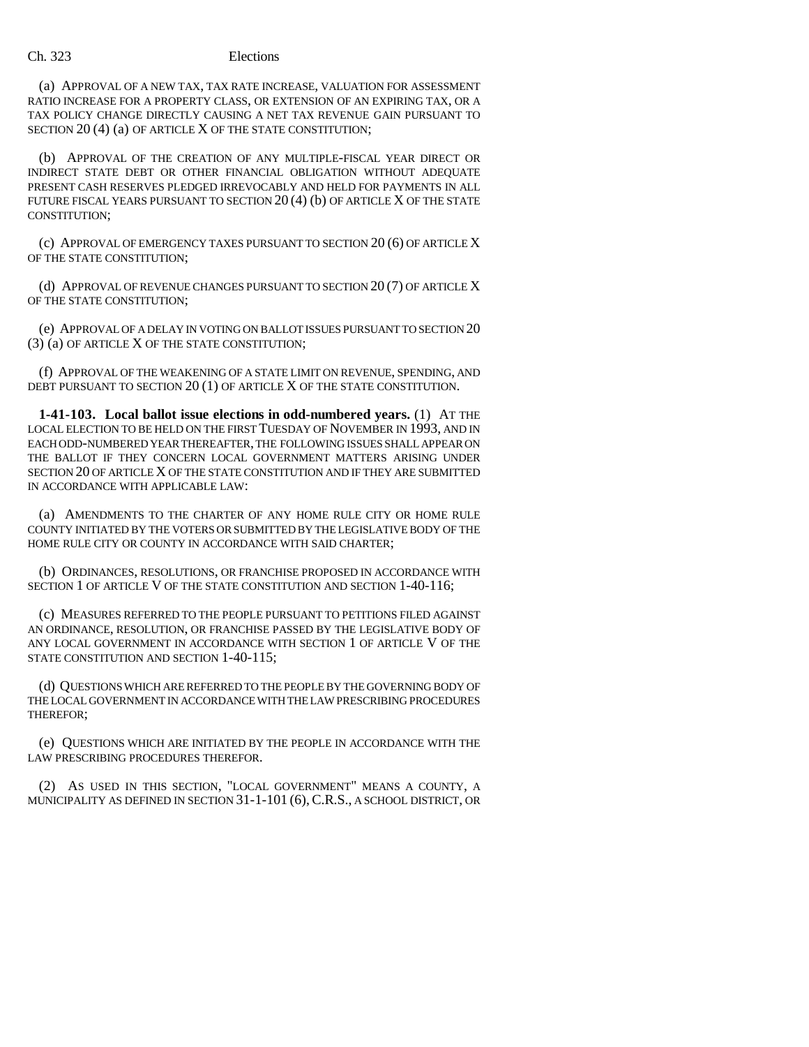(a) APPROVAL OF A NEW TAX, TAX RATE INCREASE, VALUATION FOR ASSESSMENT RATIO INCREASE FOR A PROPERTY CLASS, OR EXTENSION OF AN EXPIRING TAX, OR A TAX POLICY CHANGE DIRECTLY CAUSING A NET TAX REVENUE GAIN PURSUANT TO SECTION 20 (4) (a) OF ARTICLE X OF THE STATE CONSTITUTION;

(b) APPROVAL OF THE CREATION OF ANY MULTIPLE-FISCAL YEAR DIRECT OR INDIRECT STATE DEBT OR OTHER FINANCIAL OBLIGATION WITHOUT ADEQUATE PRESENT CASH RESERVES PLEDGED IRREVOCABLY AND HELD FOR PAYMENTS IN ALL FUTURE FISCAL YEARS PURSUANT TO SECTION 20 (4) (b) OF ARTICLE X OF THE STATE CONSTITUTION;

(c) APPROVAL OF EMERGENCY TAXES PURSUANT TO SECTION 20 (6) OF ARTICLE X OF THE STATE CONSTITUTION;

(d) APPROVAL OF REVENUE CHANGES PURSUANT TO SECTION 20 (7) OF ARTICLE X OF THE STATE CONSTITUTION;

(e) APPROVAL OF A DELAY IN VOTING ON BALLOT ISSUES PURSUANT TO SECTION 20 (3) (a) OF ARTICLE X OF THE STATE CONSTITUTION;

(f) APPROVAL OF THE WEAKENING OF A STATE LIMIT ON REVENUE, SPENDING, AND DEBT PURSUANT TO SECTION 20 (1) OF ARTICLE X OF THE STATE CONSTITUTION.

**1-41-103. Local ballot issue elections in odd-numbered years.** (1) AT THE LOCAL ELECTION TO BE HELD ON THE FIRST TUESDAY OF NOVEMBER IN 1993, AND IN EACH ODD-NUMBERED YEAR THEREAFTER, THE FOLLOWING ISSUES SHALL APPEAR ON THE BALLOT IF THEY CONCERN LOCAL GOVERNMENT MATTERS ARISING UNDER SECTION 20 OF ARTICLE X OF THE STATE CONSTITUTION AND IF THEY ARE SUBMITTED IN ACCORDANCE WITH APPLICABLE LAW:

(a) AMENDMENTS TO THE CHARTER OF ANY HOME RULE CITY OR HOME RULE COUNTY INITIATED BY THE VOTERS OR SUBMITTED BY THE LEGISLATIVE BODY OF THE HOME RULE CITY OR COUNTY IN ACCORDANCE WITH SAID CHARTER;

(b) ORDINANCES, RESOLUTIONS, OR FRANCHISE PROPOSED IN ACCORDANCE WITH SECTION 1 OF ARTICLE V OF THE STATE CONSTITUTION AND SECTION 1-40-116;

(c) MEASURES REFERRED TO THE PEOPLE PURSUANT TO PETITIONS FILED AGAINST AN ORDINANCE, RESOLUTION, OR FRANCHISE PASSED BY THE LEGISLATIVE BODY OF ANY LOCAL GOVERNMENT IN ACCORDANCE WITH SECTION 1 OF ARTICLE V OF THE STATE CONSTITUTION AND SECTION 1-40-115;

(d) QUESTIONS WHICH ARE REFERRED TO THE PEOPLE BY THE GOVERNING BODY OF THE LOCAL GOVERNMENT IN ACCORDANCE WITH THE LAW PRESCRIBING PROCEDURES THEREFOR;

(e) QUESTIONS WHICH ARE INITIATED BY THE PEOPLE IN ACCORDANCE WITH THE LAW PRESCRIBING PROCEDURES THEREFOR.

(2) AS USED IN THIS SECTION, "LOCAL GOVERNMENT" MEANS A COUNTY, A MUNICIPALITY AS DEFINED IN SECTION 31-1-101 (6), C.R.S., A SCHOOL DISTRICT, OR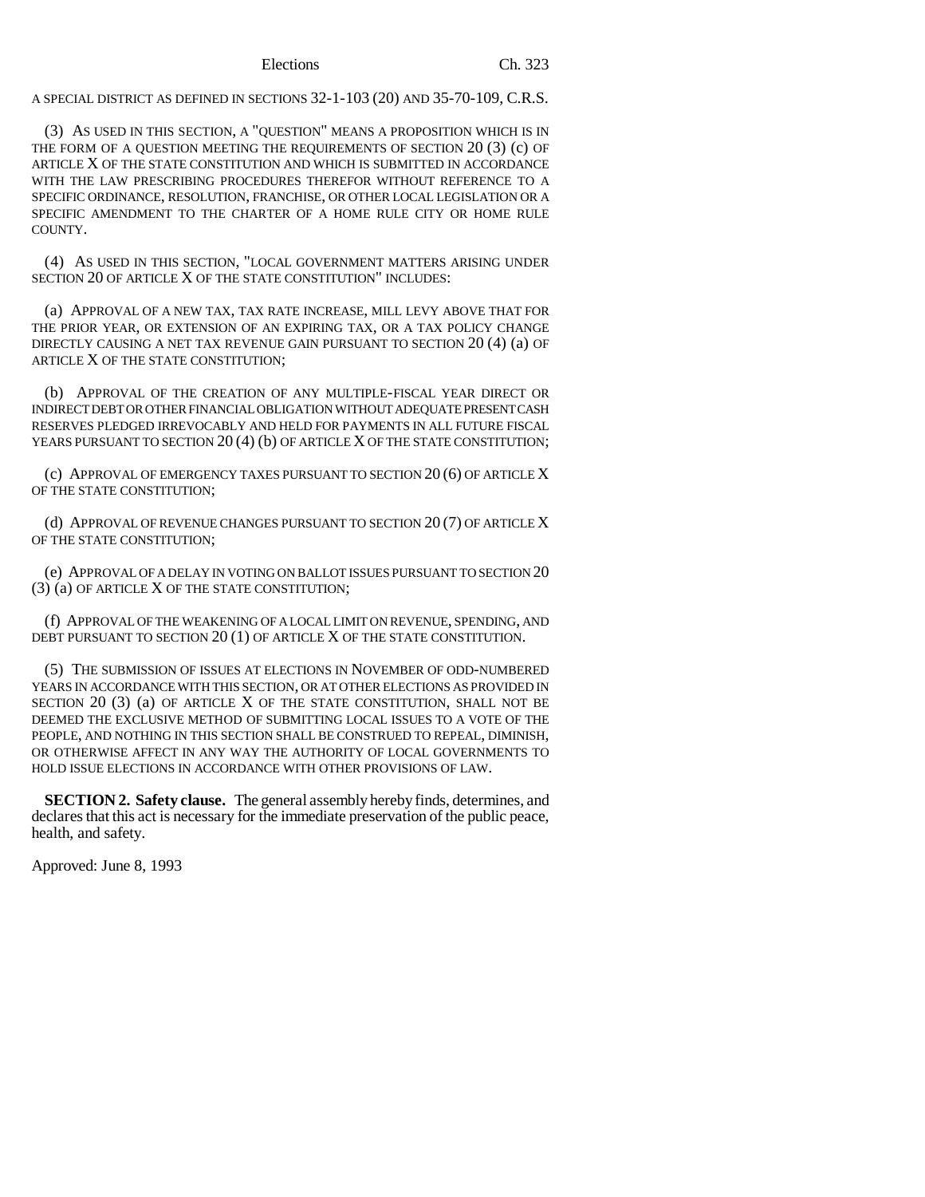A SPECIAL DISTRICT AS DEFINED IN SECTIONS 32-1-103 (20) AND 35-70-109, C.R.S.

(3) AS USED IN THIS SECTION, A "QUESTION" MEANS A PROPOSITION WHICH IS IN THE FORM OF A QUESTION MEETING THE REQUIREMENTS OF SECTION 20 (3) (c) OF ARTICLE X OF THE STATE CONSTITUTION AND WHICH IS SUBMITTED IN ACCORDANCE WITH THE LAW PRESCRIBING PROCEDURES THEREFOR WITHOUT REFERENCE TO A SPECIFIC ORDINANCE, RESOLUTION, FRANCHISE, OR OTHER LOCAL LEGISLATION OR A SPECIFIC AMENDMENT TO THE CHARTER OF A HOME RULE CITY OR HOME RULE COUNTY.

(4) AS USED IN THIS SECTION, "LOCAL GOVERNMENT MATTERS ARISING UNDER SECTION 20 OF ARTICLE X OF THE STATE CONSTITUTION" INCLUDES:

(a) APPROVAL OF A NEW TAX, TAX RATE INCREASE, MILL LEVY ABOVE THAT FOR THE PRIOR YEAR, OR EXTENSION OF AN EXPIRING TAX, OR A TAX POLICY CHANGE DIRECTLY CAUSING A NET TAX REVENUE GAIN PURSUANT TO SECTION 20 (4) (a) OF ARTICLE X OF THE STATE CONSTITUTION;

(b) APPROVAL OF THE CREATION OF ANY MULTIPLE-FISCAL YEAR DIRECT OR INDIRECT DEBT OR OTHER FINANCIAL OBLIGATION WITHOUT ADEQUATE PRESENT CASH RESERVES PLEDGED IRREVOCABLY AND HELD FOR PAYMENTS IN ALL FUTURE FISCAL YEARS PURSUANT TO SECTION 20 (4) (b) OF ARTICLE X OF THE STATE CONSTITUTION;

(c) APPROVAL OF EMERGENCY TAXES PURSUANT TO SECTION 20 (6) OF ARTICLE X OF THE STATE CONSTITUTION;

(d) APPROVAL OF REVENUE CHANGES PURSUANT TO SECTION 20 (7) OF ARTICLE X OF THE STATE CONSTITUTION;

(e) APPROVAL OF A DELAY IN VOTING ON BALLOT ISSUES PURSUANT TO SECTION 20 (3) (a) OF ARTICLE X OF THE STATE CONSTITUTION;

(f) APPROVAL OF THE WEAKENING OF A LOCAL LIMIT ON REVENUE, SPENDING, AND DEBT PURSUANT TO SECTION 20 (1) OF ARTICLE X OF THE STATE CONSTITUTION.

(5) THE SUBMISSION OF ISSUES AT ELECTIONS IN NOVEMBER OF ODD-NUMBERED YEARS IN ACCORDANCE WITH THIS SECTION, OR AT OTHER ELECTIONS AS PROVIDED IN SECTION 20 (3) (a) OF ARTICLE X OF THE STATE CONSTITUTION, SHALL NOT BE DEEMED THE EXCLUSIVE METHOD OF SUBMITTING LOCAL ISSUES TO A VOTE OF THE PEOPLE, AND NOTHING IN THIS SECTION SHALL BE CONSTRUED TO REPEAL, DIMINISH, OR OTHERWISE AFFECT IN ANY WAY THE AUTHORITY OF LOCAL GOVERNMENTS TO HOLD ISSUE ELECTIONS IN ACCORDANCE WITH OTHER PROVISIONS OF LAW.

**SECTION 2. Safety clause.** The general assembly hereby finds, determines, and declares that this act is necessary for the immediate preservation of the public peace, health, and safety.

Approved: June 8, 1993